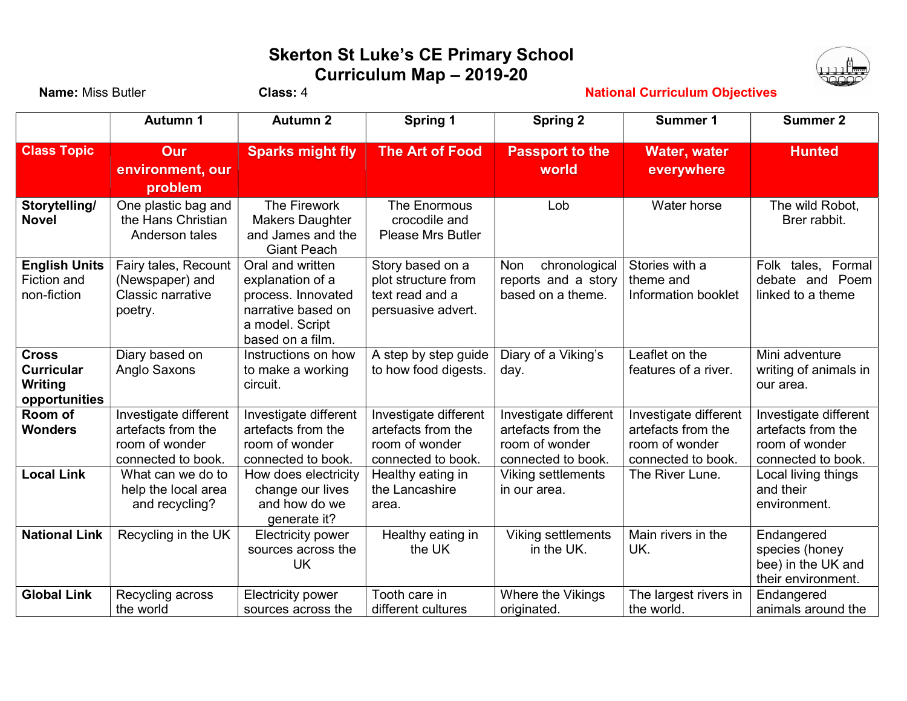# Skerton St Luke's CE Primary School
## Curriculum Map – 2019-20

**Name:** Miss Butler **Class:** 4 National Curriculum Objectives

| | Autumn 1 | Autumn 2 | Spring 1 | Spring 2 | Summer 1 | Summer 2 |
|---|---|---|---|---|---|---|
| **Class Topic** | **Our environment, our problem** | **Sparks might fly** | **The Art of Food** | **Passport to the world** | **Water, water everywhere** | **Hunted** |
| **Storytelling/ Novel** | One plastic bag and the Hans Christian Anderson tales | The Firework Makers Daughter and James and the Giant Peach | The Enormous crocodile and Please Mrs Butler | Lob | Water horse | The wild Robot, Brer rabbit. |
| **English Units** Fiction and non-fiction | Fairy tales, Recount (Newspaper) and Classic narrative poetry. | Oral and written explanation of a process. Innovated narrative based on a model. Script based on a film. | Story based on a plot structure from text read and a persuasive advert. | Non chronological reports and a story based on a theme. | Stories with a theme and Information booklet | Folk tales, Formal debate and Poem linked to a theme |
| **Cross Curricular Writing opportunities** | Diary based on Anglo Saxons | Instructions on how to make a working circuit. | A step by step guide to how food digests. | Diary of a Viking's day. | Leaflet on the features of a river. | Mini adventure writing of animals in our area. |
| **Room of Wonders** | Investigate different artefacts from the room of wonder connected to book. | Investigate different artefacts from the room of wonder connected to book. | Investigate different artefacts from the room of wonder connected to book. | Investigate different artefacts from the room of wonder connected to book. | Investigate different artefacts from the room of wonder connected to book. | Investigate different artefacts from the room of wonder connected to book. |
| **Local Link** | What can we do to help the local area and recycling? | How does electricity change our lives and how do we generate it? | Healthy eating in the Lancashire area. | Viking settlements in our area. | The River Lune. | Local living things and their environment. |
| **National Link** | Recycling in the UK | Electricity power sources across the UK | Healthy eating in the UK | Viking settlements in the UK. | Main rivers in the UK. | Endangered species (honey bee) in the UK and their environment. |
| **Global Link** | Recycling across the world | Electricity power sources across the | Tooth care in different cultures | Where the Vikings originated. | The largest rivers in the world. | Endangered animals around the |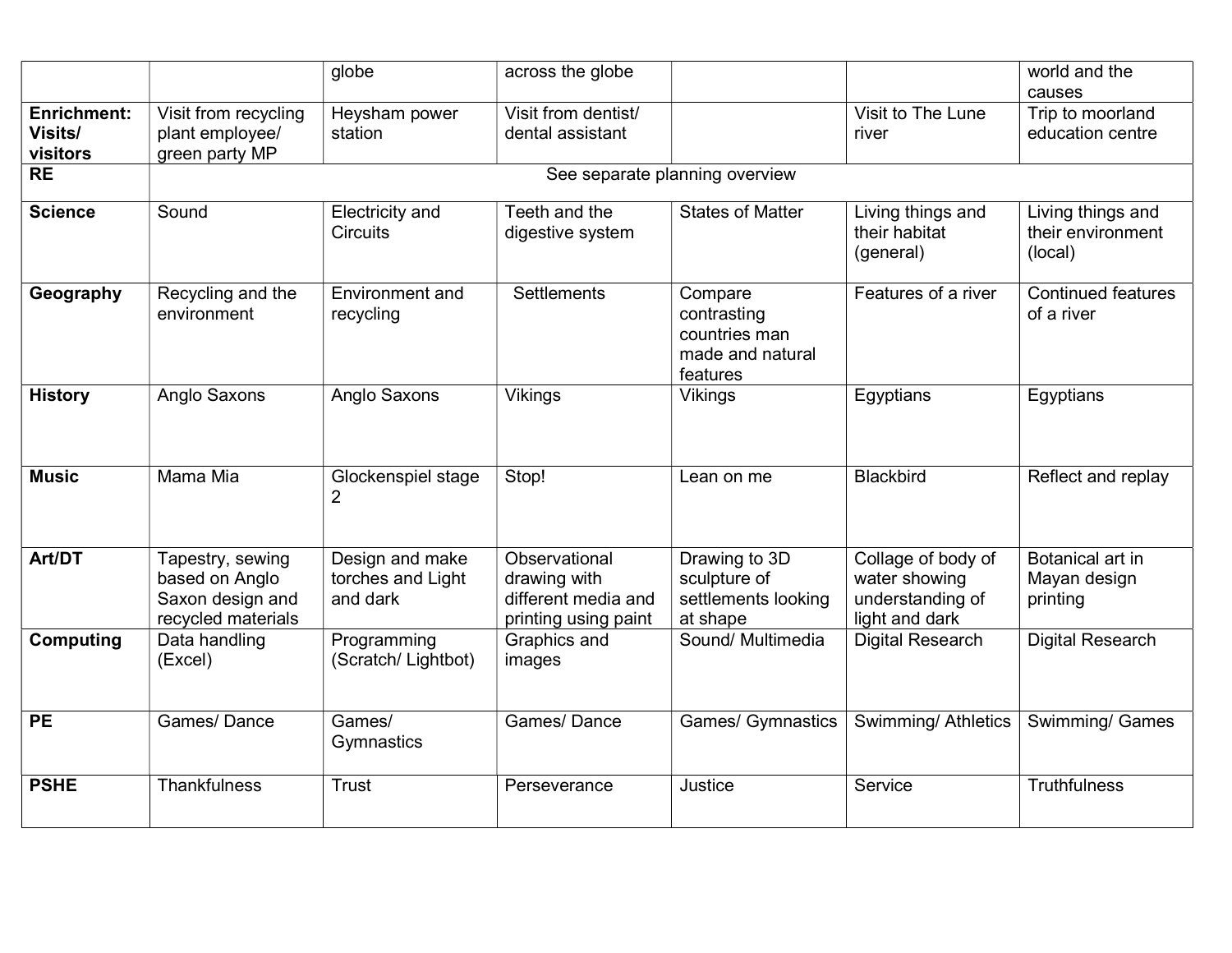| | | | | | | |
|---|---|---|---|---|---|---|
| | | globe | across the globe | | | world and the causes |
| **Enrichment: Visits/ visitors** | Visit from recycling plant employee/ green party MP | Heysham power station | Visit from dentist/ dental assistant | | Visit to The Lune river | Trip to moorland education centre |
| **RE** | See separate planning overview | | | | | |
| **Science** | Sound | Electricity and Circuits | Teeth and the digestive system | States of Matter | Living things and their habitat (general) | Living things and their environment (local) |
| **Geography** | Recycling and the environment | Environment and recycling | Settlements | Compare contrasting countries man made and natural features | Features of a river | Continued features of a river |
| **History** | Anglo Saxons | Anglo Saxons | Vikings | Vikings | Egyptians | Egyptians |
| **Music** | Mama Mia | Glockenspiel stage 2 | Stop! | Lean on me | Blackbird | Reflect and replay |
| **Art/DT** | Tapestry, sewing based on Anglo Saxon design and recycled materials | Design and make torches and Light and dark | Observational drawing with different media and printing using paint | Drawing to 3D sculpture of settlements looking at shape | Collage of body of water showing understanding of light and dark | Botanical art in Mayan design printing |
| **Computing** | Data handling (Excel) | Programming (Scratch/ Lightbot) | Graphics and images | Sound/ Multimedia | Digital Research | Digital Research |
| **PE** | Games/ Dance | Games/ Gymnastics | Games/ Dance | Games/ Gymnastics | Swimming/ Athletics | Swimming/ Games |
| **PSHE** | Thankfulness | Trust | Perseverance | Justice | Service | Truthfulness |